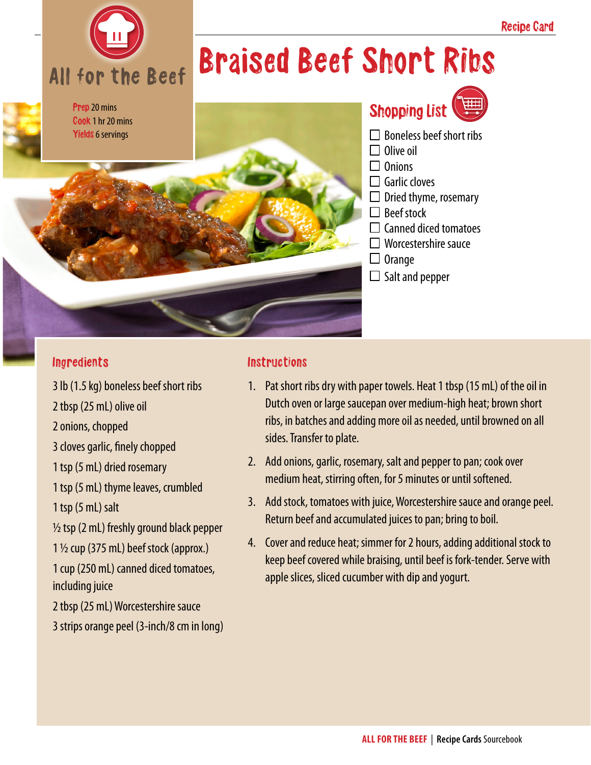Recipe Card

All for the Beef

**Prep** 20 mins
**Cook** 1 hr 20 mins
**Yields** 6 servings

# Braised Beef Short Ribs

## Shopping List

- [ ] Boneless beef short ribs
- [ ] Olive oil
- [ ] Onions
- [ ] Garlic cloves
- [ ] Dried thyme, rosemary
- [ ] Beef stock
- [ ] Canned diced tomatoes
- [ ] Worcestershire sauce
- [ ] Orange
- [ ] Salt and pepper

## Ingredients

3 lb (1.5 kg) boneless beef short ribs

2 tbsp (25 mL) olive oil

2 onions, chopped

3 cloves garlic, finely chopped

1 tsp (5 mL) dried rosemary

1 tsp (5 mL) thyme leaves, crumbled

1 tsp (5 mL) salt

½ tsp (2 mL) freshly ground black pepper

1 ½ cup (375 mL) beef stock (approx.)

1 cup (250 mL) canned diced tomatoes, including juice

2 tbsp (25 mL) Worcestershire sauce

3 strips orange peel (3-inch/8 cm in long)

## Instructions

1. Pat short ribs dry with paper towels. Heat 1 tbsp (15 mL) of the oil in Dutch oven or large saucepan over medium-high heat; brown short ribs, in batches and adding more oil as needed, until browned on all sides. Transfer to plate.
2. Add onions, garlic, rosemary, salt and pepper to pan; cook over medium heat, stirring often, for 5 minutes or until softened.
3. Add stock, tomatoes with juice, Worcestershire sauce and orange peel. Return beef and accumulated juices to pan; bring to boil.
4. Cover and reduce heat; simmer for 2 hours, adding additional stock to keep beef covered while braising, until beef is fork-tender. Serve with apple slices, sliced cucumber with dip and yogurt.

**ALL FOR THE BEEF** | **Recipe Cards** Sourcebook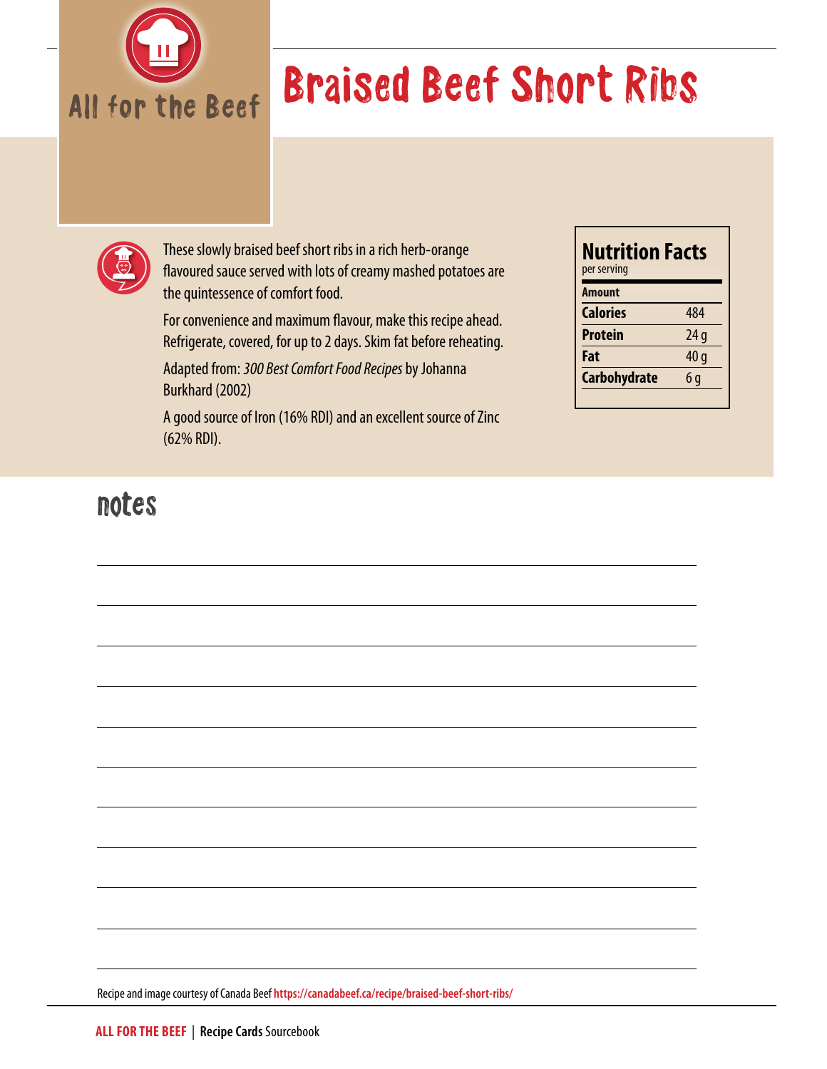All for the Beef

# Braised Beef Short Ribs

These slowly braised beef short ribs in a rich herb-orange flavoured sauce served with lots of creamy mashed potatoes are the quintessence of comfort food.

For convenience and maximum flavour, make this recipe ahead. Refrigerate, covered, for up to 2 days. Skim fat before reheating.

Adapted from: *300 Best Comfort Food Recipes* by Johanna Burkhard (2002)

A good source of Iron (16% RDI) and an excellent source of Zinc (62% RDI).

**Nutrition Facts**
per serving

| Amount | |
|---|---|
| **Calories** | 484 |
| **Protein** | 24 g |
| **Fat** | 40 g |
| **Carbohydrate** | 6 g |

## notes

Recipe and image courtesy of Canada Beef https://canadabeef.ca/recipe/braised-beef-short-ribs/